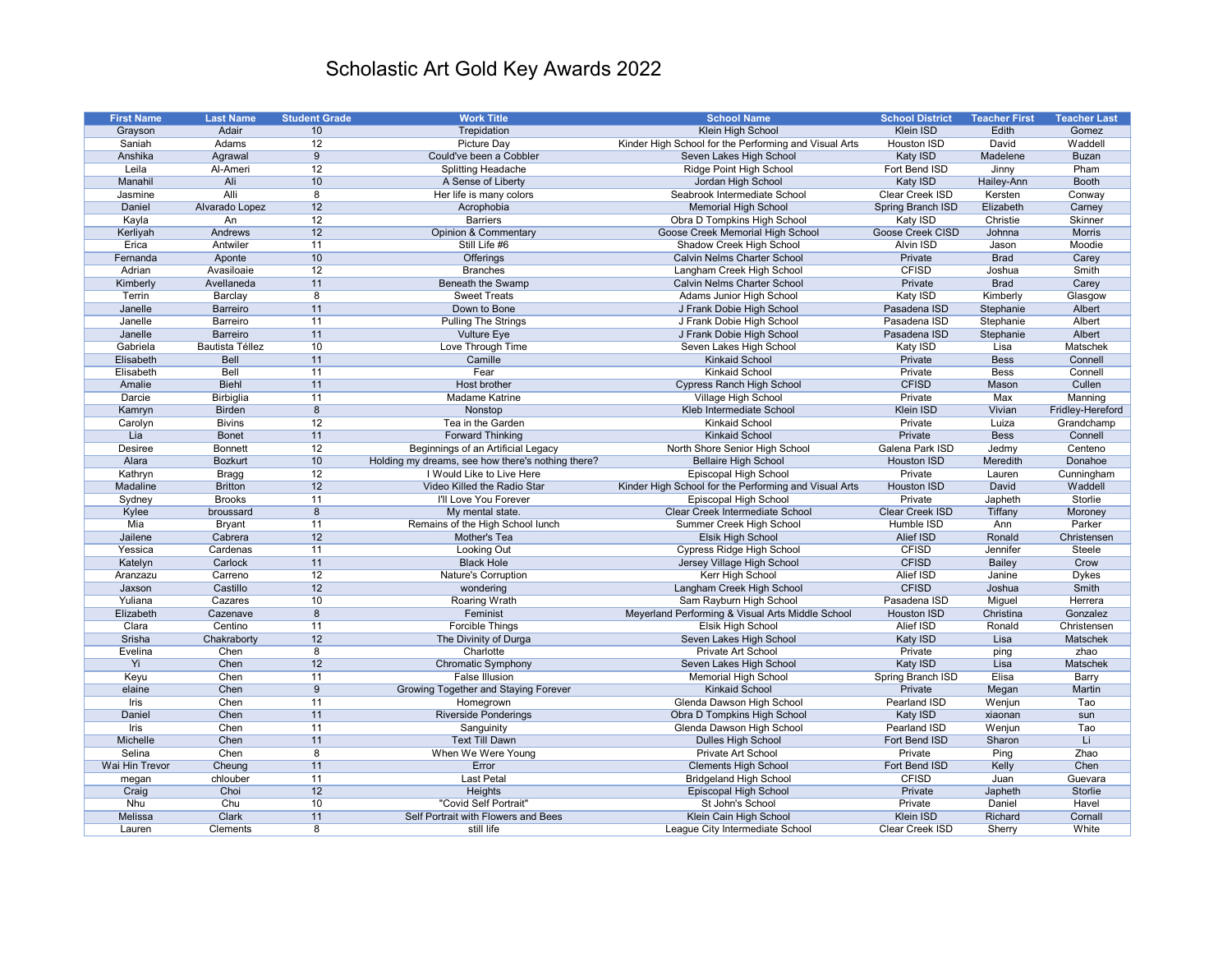# Scholastic Art Gold Key Awards 2022

| First Name | Last Name | Student Grade | Work Title | School Name | School District | Teacher First | Teacher Last |
|---|---|---|---|---|---|---|---|
| Grayson | Adair | 10 | Trepidation | Klein High School | Klein ISD | Edith | Gomez |
| Saniah | Adams | 12 | Picture Day | Kinder High School for the Performing and Visual Arts | Houston ISD | David | Waddell |
| Anshika | Agrawal | 9 | Could've been a Cobbler | Seven Lakes High School | Katy ISD | Madelene | Buzan |
| Leila | Al-Ameri | 12 | Splitting Headache | Ridge Point High School | Fort Bend ISD | Jinny | Pham |
| Manahil | Ali | 10 | A Sense of Liberty | Jordan High School | Katy ISD | Hailey-Ann | Booth |
| Jasmine | Alli | 8 | Her life is many colors | Seabrook Intermediate School | Clear Creek ISD | Kersten | Conway |
| Daniel | Alvarado Lopez | 12 | Acrophobia | Memorial High School | Spring Branch ISD | Elizabeth | Carney |
| Kayla | An | 12 | Barriers | Obra D Tompkins High School | Katy ISD | Christie | Skinner |
| Kerliyah | Andrews | 12 | Opinion & Commentary | Goose Creek Memorial High School | Goose Creek CISD | Johnna | Morris |
| Erica | Antwiler | 11 | Still Life #6 | Shadow Creek High School | Alvin ISD | Jason | Moodie |
| Fernanda | Aponte | 10 | Offerings | Calvin Nelms Charter School | Private | Brad | Carey |
| Adrian | Avasiloaie | 12 | Branches | Langham Creek High School | CFISD | Joshua | Smith |
| Kimberly | Avellaneda | 11 | Beneath the Swamp | Calvin Nelms Charter School | Private | Brad | Carey |
| Terrin | Barclay | 8 | Sweet Treats | Adams Junior High School | Katy ISD | Kimberly | Glasgow |
| Janelle | Barreiro | 11 | Down to Bone | J Frank Dobie High School | Pasadena ISD | Stephanie | Albert |
| Janelle | Barreiro | 11 | Pulling The Strings | J Frank Dobie High School | Pasadena ISD | Stephanie | Albert |
| Janelle | Barreiro | 11 | Vulture Eye | J Frank Dobie High School | Pasadena ISD | Stephanie | Albert |
| Gabriela | Bautista Téllez | 10 | Love Through Time | Seven Lakes High School | Katy ISD | Lisa | Matschek |
| Elisabeth | Bell | 11 | Camille | Kinkaid School | Private | Bess | Connell |
| Elisabeth | Bell | 11 | Fear | Kinkaid School | Private | Bess | Connell |
| Amalie | Biehl | 11 | Host brother | Cypress Ranch High School | CFISD | Mason | Cullen |
| Darcie | Birbiglia | 11 | Madame Katrine | Village High School | Private | Max | Manning |
| Kamryn | Birden | 8 | Nonstop | Kleb Intermediate School | Klein ISD | Vivian | Fridley-Hereford |
| Carolyn | Bivins | 12 | Tea in the Garden | Kinkaid School | Private | Luiza | Grandchamp |
| Lia | Bonet | 11 | Forward Thinking | Kinkaid School | Private | Bess | Connell |
| Desiree | Bonnett | 12 | Beginnings of an Artificial Legacy | North Shore Senior High School | Galena Park ISD | Jedmy | Centeno |
| Alara | Bozkurt | 10 | Holding my dreams, see how there's nothing there? | Bellaire High School | Houston ISD | Meredith | Donahoe |
| Kathryn | Bragg | 12 | I Would Like to Live Here | Episcopal High School | Private | Lauren | Cunningham |
| Madaline | Britton | 12 | Video Killed the Radio Star | Kinder High School for the Performing and Visual Arts | Houston ISD | David | Waddell |
| Sydney | Brooks | 11 | I'll Love You Forever | Episcopal High School | Private | Japheth | Storlie |
| Kylee | broussard | 8 | My mental state. | Clear Creek Intermediate School | Clear Creek ISD | Tiffany | Moroney |
| Mia | Bryant | 11 | Remains of the High School lunch | Summer Creek High School | Humble ISD | Ann | Parker |
| Jailene | Cabrera | 12 | Mother's Tea | Elsik High School | Alief ISD | Ronald | Christensen |
| Yessica | Cardenas | 11 | Looking Out | Cypress Ridge High School | CFISD | Jennifer | Steele |
| Katelyn | Carlock | 11 | Black Hole | Jersey Village High School | CFISD | Bailey | Crow |
| Aranzazu | Carreno | 12 | Nature's Corruption | Kerr High School | Alief ISD | Janine | Dykes |
| Jaxson | Castillo | 12 | wondering | Langham Creek High School | CFISD | Joshua | Smith |
| Yuliana | Cazares | 10 | Roaring Wrath | Sam Rayburn High School | Pasadena ISD | Miguel | Herrera |
| Elizabeth | Cazenave | 8 | Feminist | Meyerland Performing & Visual Arts Middle School | Houston ISD | Christina | Gonzalez |
| Clara | Centino | 11 | Forcible Things | Elsik High School | Alief ISD | Ronald | Christensen |
| Srisha | Chakraborty | 12 | The Divinity of Durga | Seven Lakes High School | Katy ISD | Lisa | Matschek |
| Evelina | Chen | 8 | Charlotte | Private Art School | Private | ping | zhao |
| Yi | Chen | 12 | Chromatic Symphony | Seven Lakes High School | Katy ISD | Lisa | Matschek |
| Keyu | Chen | 11 | False Illusion | Memorial High School | Spring Branch ISD | Elisa | Barry |
| elaine | Chen | 9 | Growing Together and Staying Forever | Kinkaid School | Private | Megan | Martin |
| Iris | Chen | 11 | Homegrown | Glenda Dawson High School | Pearland ISD | Wenjun | Tao |
| Daniel | Chen | 11 | Riverside Ponderings | Obra D Tompkins High School | Katy ISD | xiaonan | sun |
| Iris | Chen | 11 | Sanguinity | Glenda Dawson High School | Pearland ISD | Wenjun | Tao |
| Michelle | Chen | 11 | Text Till Dawn | Dulles High School | Fort Bend ISD | Sharon | Li |
| Selina | Chen | 8 | When We Were Young | Private Art School | Private | Ping | Zhao |
| Wai Hin Trevor | Cheung | 11 | Error | Clements High School | Fort Bend ISD | Kelly | Chen |
| megan | chlouber | 11 | Last Petal | Bridgeland High School | CFISD | Juan | Guevara |
| Craig | Choi | 12 | Heights | Episcopal High School | Private | Japheth | Storlie |
| Nhu | Chu | 10 | "Covid Self Portrait" | St John's School | Private | Daniel | Havel |
| Melissa | Clark | 11 | Self Portrait with Flowers and Bees | Klein Cain High School | Klein ISD | Richard | Cornall |
| Lauren | Clements | 8 | still life | League City Intermediate School | Clear Creek ISD | Sherry | White |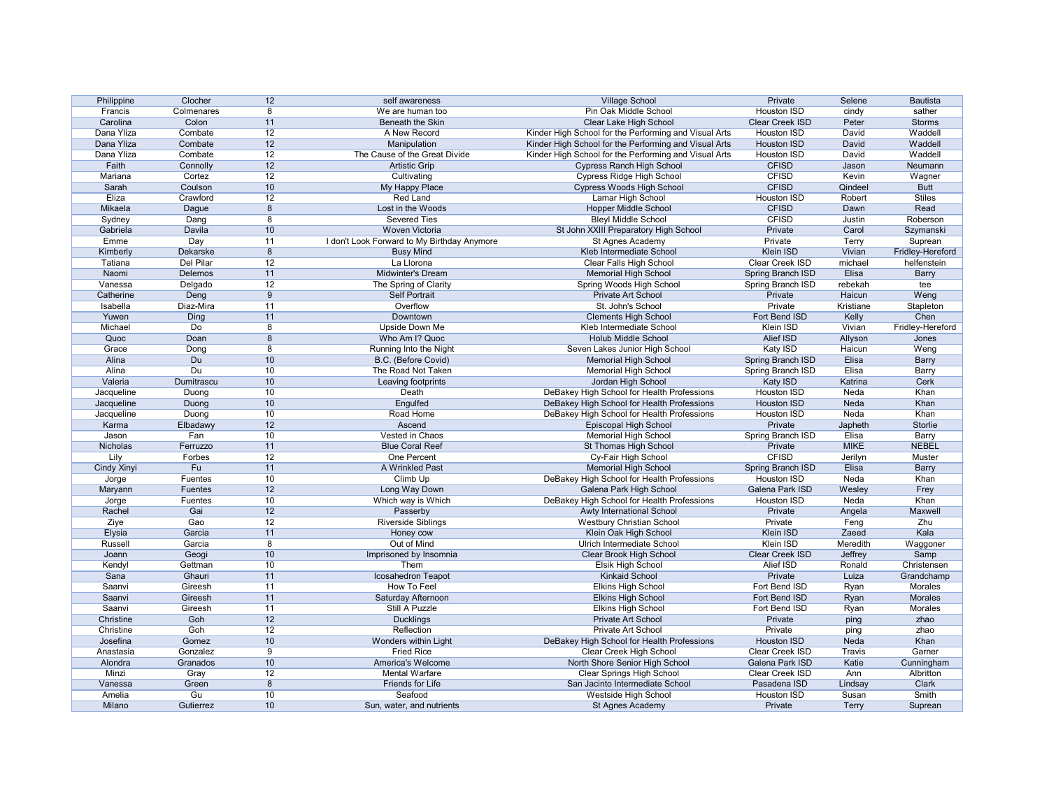| | | | | | | | |
|---|---|---|---|---|---|---|---|
| Philippine | Clocher | 12 | self awareness | Village School | Private | Selene | Bautista |
| Francis | Colmenares | 8 | We are human too | Pin Oak Middle School | Houston ISD | cindy | sather |
| Carolina | Colon | 11 | Beneath the Skin | Clear Lake High School | Clear Creek ISD | Peter | Storms |
| Dana Yliza | Combate | 12 | A New Record | Kinder High School for the Performing and Visual Arts | Houston ISD | David | Waddell |
| Dana Yliza | Combate | 12 | Manipulation | Kinder High School for the Performing and Visual Arts | Houston ISD | David | Waddell |
| Dana Yliza | Combate | 12 | The Cause of the Great Divide | Kinder High School for the Performing and Visual Arts | Houston ISD | David | Waddell |
| Faith | Connolly | 12 | Artistic Grip | Cypress Ranch High School | CFISD | Jason | Neumann |
| Mariana | Cortez | 12 | Cultivating | Cypress Ridge High School | CFISD | Kevin | Wagner |
| Sarah | Coulson | 10 | My Happy Place | Cypress Woods High School | CFISD | Qindeel | Butt |
| Eliza | Crawford | 12 | Red Land | Lamar High School | Houston ISD | Robert | Stiles |
| Mikaela | Dague | 8 | Lost in the Woods | Hopper Middle School | CFISD | Dawn | Read |
| Sydney | Dang | 8 | Severed Ties | Bleyl Middle School | CFISD | Justin | Roberson |
| Gabriela | Davila | 10 | Woven Victoria | St John XXIII Preparatory High School | Private | Carol | Szymanski |
| Emme | Day | 11 | I don't Look Forward to My Birthday Anymore | St Agnes Academy | Private | Terry | Suprean |
| Kimberly | Dekarske | 8 | Busy Mind | Kleb Intermediate School | Klein ISD | Vivian | Fridley-Hereford |
| Tatiana | Del Pilar | 12 | La Llorona | Clear Falls High School | Clear Creek ISD | michael | helfenstein |
| Naomi | Delemos | 11 | Midwinter's Dream | Memorial High School | Spring Branch ISD | Elisa | Barry |
| Vanessa | Delgado | 12 | The Spring of Clarity | Spring Woods High School | Spring Branch ISD | rebekah | tee |
| Catherine | Deng | 9 | Self Portrait | Private Art School | Private | Haicun | Weng |
| Isabella | Diaz-Mira | 11 | Overflow | St. John's School | Private | Kristiane | Stapleton |
| Yuwen | Ding | 11 | Downtown | Clements High School | Fort Bend ISD | Kelly | Chen |
| Michael | Do | 8 | Upside Down Me | Kleb Intermediate School | Klein ISD | Vivian | Fridley-Hereford |
| Quoc | Doan | 8 | Who Am I? Quoc | Holub Middle School | Alief ISD | Allyson | Jones |
| Grace | Dong | 8 | Running Into the Night | Seven Lakes Junior High School | Katy ISD | Haicun | Weng |
| Alina | Du | 10 | B.C. (Before Covid) | Memorial High School | Spring Branch ISD | Elisa | Barry |
| Alina | Du | 10 | The Road Not Taken | Memorial High School | Spring Branch ISD | Elisa | Barry |
| Valeria | Dumitrascu | 10 | Leaving footprints | Jordan High School | Katy ISD | Katrina | Cerk |
| Jacqueline | Duong | 10 | Death | DeBakey High School for Health Professions | Houston ISD | Neda | Khan |
| Jacqueline | Duong | 10 | Engulfed | DeBakey High School for Health Professions | Houston ISD | Neda | Khan |
| Jacqueline | Duong | 10 | Road Home | DeBakey High School for Health Professions | Houston ISD | Neda | Khan |
| Karma | Elbadawy | 12 | Ascend | Episcopal High School | Private | Japheth | Storlie |
| Jason | Fan | 10 | Vested in Chaos | Memorial High School | Spring Branch ISD | Elisa | Barry |
| Nicholas | Ferruzzo | 11 | Blue Coral Reef | St Thomas High School | Private | MIKE | NEBEL |
| Lily | Forbes | 12 | One Percent | Cy-Fair High School | CFISD | Jerilyn | Muster |
| Cindy Xinyi | Fu | 11 | A Wrinkled Past | Memorial High School | Spring Branch ISD | Elisa | Barry |
| Jorge | Fuentes | 10 | Climb Up | DeBakey High School for Health Professions | Houston ISD | Neda | Khan |
| Maryann | Fuentes | 12 | Long Way Down | Galena Park High School | Galena Park ISD | Wesley | Frey |
| Jorge | Fuentes | 10 | Which way is Which | DeBakey High School for Health Professions | Houston ISD | Neda | Khan |
| Rachel | Gai | 12 | Passerby | Awty International School | Private | Angela | Maxwell |
| Ziye | Gao | 12 | Riverside Siblings | Westbury Christian School | Private | Feng | Zhu |
| Elysia | Garcia | 11 | Honey cow | Klein Oak High School | Klein ISD | Zaeed | Kala |
| Russell | Garcia | 8 | Out of Mind | Ulrich Intermediate School | Klein ISD | Meredith | Waggoner |
| Joann | Geogi | 10 | Imprisoned by Insomnia | Clear Brook High School | Clear Creek ISD | Jeffrey | Samp |
| Kendyl | Gettman | 10 | Them | Elsik High School | Alief ISD | Ronald | Christensen |
| Sana | Ghauri | 11 | Icosahedron Teapot | Kinkaid School | Private | Luiza | Grandchamp |
| Saanvi | Gireesh | 11 | How To Feel | Elkins High School | Fort Bend ISD | Ryan | Morales |
| Saanvi | Gireesh | 11 | Saturday Afternoon | Elkins High School | Fort Bend ISD | Ryan | Morales |
| Saanvi | Gireesh | 11 | Still A Puzzle | Elkins High School | Fort Bend ISD | Ryan | Morales |
| Christine | Goh | 12 | Ducklings | Private Art School | Private | ping | zhao |
| Christine | Goh | 12 | Reflection | Private Art School | Private | ping | zhao |
| Josefina | Gomez | 10 | Wonders within Light | DeBakey High School for Health Professions | Houston ISD | Neda | Khan |
| Anastasia | Gonzalez | 9 | Fried Rice | Clear Creek High School | Clear Creek ISD | Travis | Garner |
| Alondra | Granados | 10 | America's Welcome | North Shore Senior High School | Galena Park ISD | Katie | Cunningham |
| Minzi | Gray | 12 | Mental Warfare | Clear Springs High School | Clear Creek ISD | Ann | Albritton |
| Vanessa | Green | 8 | Friends for Life | San Jacinto Intermediate School | Pasadena ISD | Lindsay | Clark |
| Amelia | Gu | 10 | Seafood | Westside High School | Houston ISD | Susan | Smith |
| Milano | Gutierrez | 10 | Sun, water, and nutrients | St Agnes Academy | Private | Terry | Suprean |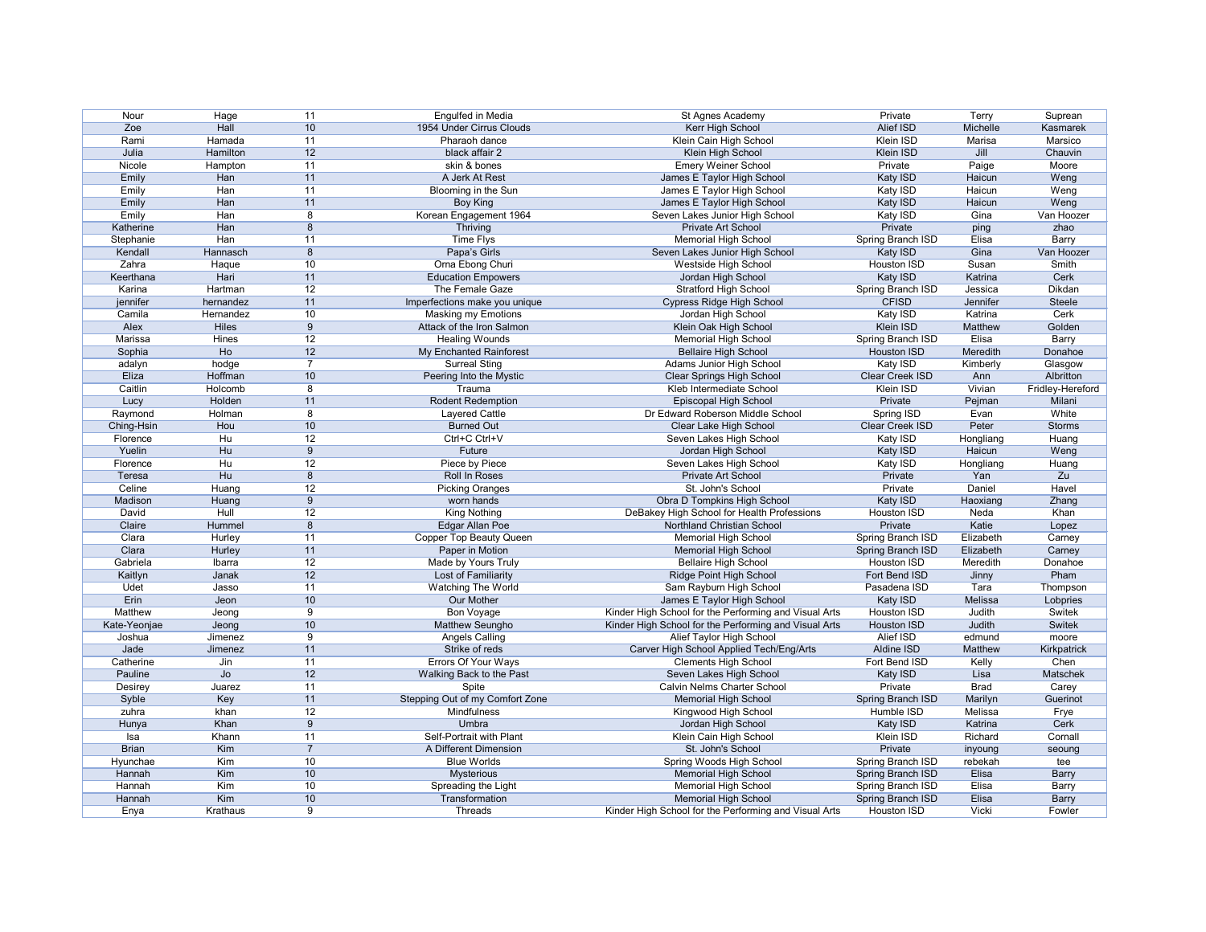| | | | | | | | |
|---|---|---|---|---|---|---|---|
| Nour | Hage | 11 | Engulfed in Media | St Agnes Academy | Private | Terry | Suprean |
| Zoe | Hall | 10 | 1954 Under Cirrus Clouds | Kerr High School | Alief ISD | Michelle | Kasmarek |
| Rami | Hamada | 11 | Pharaoh dance | Klein Cain High School | Klein ISD | Marisa | Marsico |
| Julia | Hamilton | 12 | black affair 2 | Klein High School | Klein ISD | Jill | Chauvin |
| Nicole | Hampton | 11 | skin & bones | Emery Weiner School | Private | Paige | Moore |
| Emily | Han | 11 | A Jerk At Rest | James E Taylor High School | Katy ISD | Haicun | Weng |
| Emily | Han | 11 | Blooming in the Sun | James E Taylor High School | Katy ISD | Haicun | Weng |
| Emily | Han | 11 | Boy King | James E Taylor High School | Katy ISD | Haicun | Weng |
| Emily | Han | 8 | Korean Engagement 1964 | Seven Lakes Junior High School | Katy ISD | Gina | Van Hoozer |
| Katherine | Han | 8 | Thriving | Private Art School | Private | ping | zhao |
| Stephanie | Han | 11 | Time Flys | Memorial High School | Spring Branch ISD | Elisa | Barry |
| Kendall | Hannasch | 8 | Papa's Girls | Seven Lakes Junior High School | Katy ISD | Gina | Van Hoozer |
| Zahra | Haque | 10 | Orna Ebong Churi | Westside High School | Houston ISD | Susan | Smith |
| Keerthana | Hari | 11 | Education Empowers | Jordan High School | Katy ISD | Katrina | Cerk |
| Karina | Hartman | 12 | The Female Gaze | Stratford High School | Spring Branch ISD | Jessica | Dikdan |
| jennifer | hernandez | 11 | Imperfections make you unique | Cypress Ridge High School | CFISD | Jennifer | Steele |
| Camila | Hernandez | 10 | Masking my Emotions | Jordan High School | Katy ISD | Katrina | Cerk |
| Alex | Hiles | 9 | Attack of the Iron Salmon | Klein Oak High School | Klein ISD | Matthew | Golden |
| Marissa | Hines | 12 | Healing Wounds | Memorial High School | Spring Branch ISD | Elisa | Barry |
| Sophia | Ho | 12 | My Enchanted Rainforest | Bellaire High School | Houston ISD | Meredith | Donahoe |
| adalyn | hodge | 7 | Surreal Sting | Adams Junior High School | Katy ISD | Kimberly | Glasgow |
| Eliza | Hoffman | 10 | Peering Into the Mystic | Clear Springs High School | Clear Creek ISD | Ann | Albritton |
| Caitlin | Holcomb | 8 | Trauma | Kleb Intermediate School | Klein ISD | Vivian | Fridley-Hereford |
| Lucy | Holden | 11 | Rodent Redemption | Episcopal High School | Private | Pejman | Milani |
| Raymond | Holman | 8 | Layered Cattle | Dr Edward Roberson Middle School | Spring ISD | Evan | White |
| Ching-Hsin | Hou | 10 | Burned Out | Clear Lake High School | Clear Creek ISD | Peter | Storms |
| Florence | Hu | 12 | Ctrl+C Ctrl+V | Seven Lakes High School | Katy ISD | Hongliang | Huang |
| Yuelin | Hu | 9 | Future | Jordan High School | Katy ISD | Haicun | Weng |
| Florence | Hu | 12 | Piece by Piece | Seven Lakes High School | Katy ISD | Hongliang | Huang |
| Teresa | Hu | 8 | Roll In Roses | Private Art School | Private | Yan | Zu |
| Celine | Huang | 12 | Picking Oranges | St. John's School | Private | Daniel | Havel |
| Madison | Huang | 9 | worn hands | Obra D Tompkins High School | Katy ISD | Haoxiang | Zhang |
| David | Hull | 12 | King Nothing | DeBakey High School for Health Professions | Houston ISD | Neda | Khan |
| Claire | Hummel | 8 | Edgar Allan Poe | Northland Christian School | Private | Katie | Lopez |
| Clara | Hurley | 11 | Copper Top Beauty Queen | Memorial High School | Spring Branch ISD | Elizabeth | Carney |
| Clara | Hurley | 11 | Paper in Motion | Memorial High School | Spring Branch ISD | Elizabeth | Carney |
| Gabriela | Ibarra | 12 | Made by Yours Truly | Bellaire High School | Houston ISD | Meredith | Donahoe |
| Kaitlyn | Janak | 12 | Lost of Familiarity | Ridge Point High School | Fort Bend ISD | Jinny | Pham |
| Udet | Jasso | 11 | Watching The World | Sam Rayburn High School | Pasadena ISD | Tara | Thompson |
| Erin | Jeon | 10 | Our Mother | James E Taylor High School | Katy ISD | Melissa | Lobpries |
| Matthew | Jeong | 9 | Bon Voyage | Kinder High School for the Performing and Visual Arts | Houston ISD | Judith | Switek |
| Kate-Yeonjae | Jeong | 10 | Matthew Seungho | Kinder High School for the Performing and Visual Arts | Houston ISD | Judith | Switek |
| Joshua | Jimenez | 9 | Angels Calling | Alief Taylor High School | Alief ISD | edmund | moore |
| Jade | Jimenez | 11 | Strike of reds | Carver High School Applied Tech/Eng/Arts | Aldine ISD | Matthew | Kirkpatrick |
| Catherine | Jin | 11 | Errors Of Your Ways | Clements High School | Fort Bend ISD | Kelly | Chen |
| Pauline | Jo | 12 | Walking Back to the Past | Seven Lakes High School | Katy ISD | Lisa | Matschek |
| Desirey | Juarez | 11 | Spite | Calvin Nelms Charter School | Private | Brad | Carey |
| Syble | Key | 11 | Stepping Out of my Comfort Zone | Memorial High School | Spring Branch ISD | Marilyn | Guerinot |
| zuhra | khan | 12 | Mindfulness | Kingwood High School | Humble ISD | Melissa | Frye |
| Hunya | Khan | 9 | Umbra | Jordan High School | Katy ISD | Katrina | Cerk |
| Isa | Khann | 11 | Self-Portrait with Plant | Klein Cain High School | Klein ISD | Richard | Cornall |
| Brian | Kim | 7 | A Different Dimension | St. John's School | Private | inyoung | seoung |
| Hyunchae | Kim | 10 | Blue Worlds | Spring Woods High School | Spring Branch ISD | rebekah | tee |
| Hannah | Kim | 10 | Mysterious | Memorial High School | Spring Branch ISD | Elisa | Barry |
| Hannah | Kim | 10 | Spreading the Light | Memorial High School | Spring Branch ISD | Elisa | Barry |
| Hannah | Kim | 10 | Transformation | Memorial High School | Spring Branch ISD | Elisa | Barry |
| Enya | Krathaus | 9 | Threads | Kinder High School for the Performing and Visual Arts | Houston ISD | Vicki | Fowler |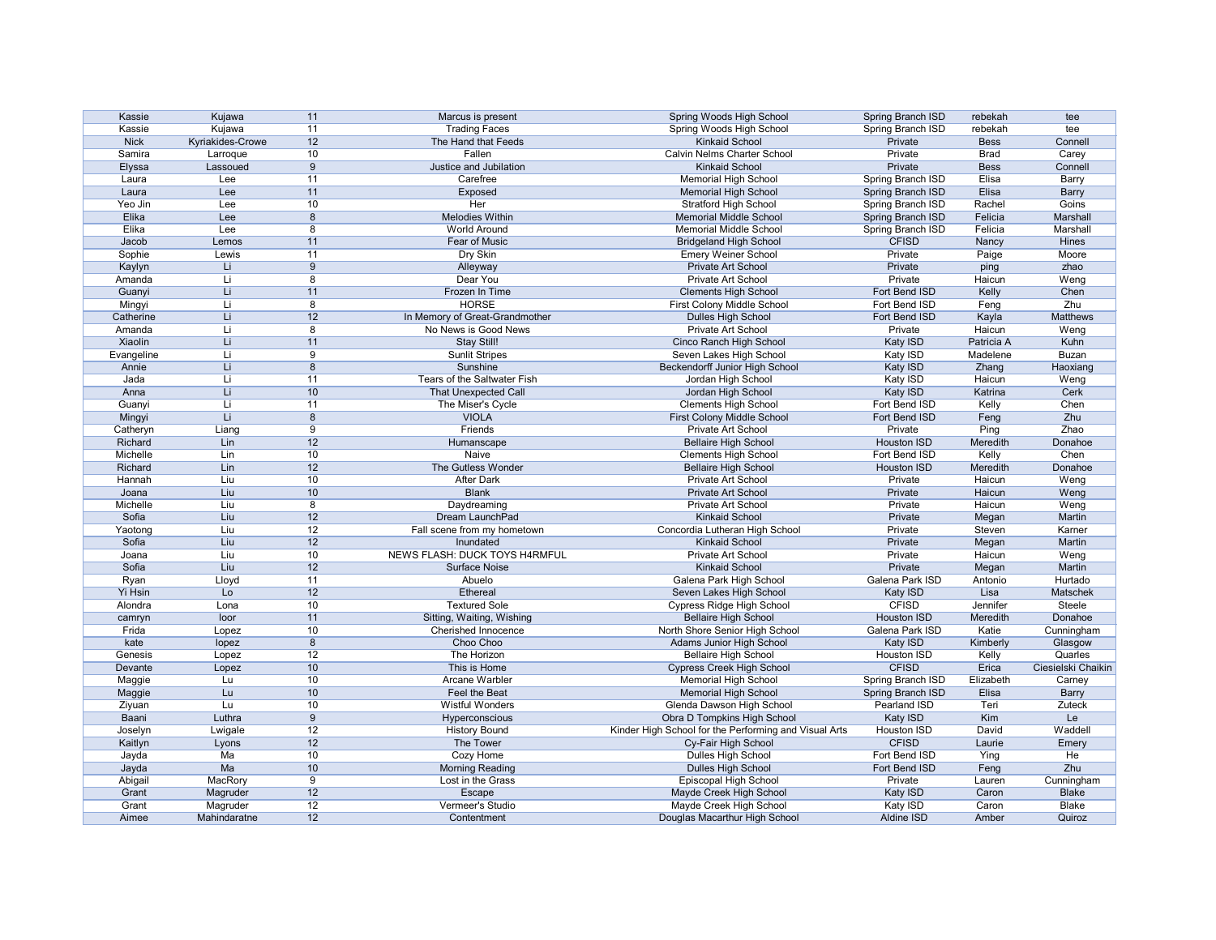| | | | | | | | |
|---|---|---|---|---|---|---|---|
| Kassie | Kujawa | 11 | Marcus is present | Spring Woods High School | Spring Branch ISD | rebekah | tee |
| Kassie | Kujawa | 11 | Trading Faces | Spring Woods High School | Spring Branch ISD | rebekah | tee |
| Nick | Kyriakides-Crowe | 12 | The Hand that Feeds | Kinkaid School | Private | Bess | Connell |
| Samira | Larroque | 10 | Fallen | Calvin Nelms Charter School | Private | Brad | Carey |
| Elyssa | Lassoued | 9 | Justice and Jubilation | Kinkaid School | Private | Bess | Connell |
| Laura | Lee | 11 | Carefree | Memorial High School | Spring Branch ISD | Elisa | Barry |
| Laura | Lee | 11 | Exposed | Memorial High School | Spring Branch ISD | Elisa | Barry |
| Yeo Jin | Lee | 10 | Her | Stratford High School | Spring Branch ISD | Rachel | Goins |
| Elika | Lee | 8 | Melodies Within | Memorial Middle School | Spring Branch ISD | Felicia | Marshall |
| Elika | Lee | 8 | World Around | Memorial Middle School | Spring Branch ISD | Felicia | Marshall |
| Jacob | Lemos | 11 | Fear of Music | Bridgeland High School | CFISD | Nancy | Hines |
| Sophie | Lewis | 11 | Dry Skin | Emery Weiner School | Private | Paige | Moore |
| Kaylyn | Li | 9 | Alleyway | Private Art School | Private | ping | zhao |
| Amanda | Li | 8 | Dear You | Private Art School | Private | Haicun | Weng |
| Guanyi | Li | 11 | Frozen In Time | Clements High School | Fort Bend ISD | Kelly | Chen |
| Mingyi | Li | 8 | HORSE | First Colony Middle School | Fort Bend ISD | Feng | Zhu |
| Catherine | Li | 12 | In Memory of Great-Grandmother | Dulles High School | Fort Bend ISD | Kayla | Matthews |
| Amanda | Li | 8 | No News is Good News | Private Art School | Private | Haicun | Weng |
| Xiaolin | Li | 11 | Stay Still! | Cinco Ranch High School | Katy ISD | Patricia A | Kuhn |
| Evangeline | Li | 9 | Sunlit Stripes | Seven Lakes High School | Katy ISD | Madelene | Buzan |
| Annie | Li | 8 | Sunshine | Beckendorff Junior High School | Katy ISD | Zhang | Haoxiang |
| Jada | Li | 11 | Tears of the Saltwater Fish | Jordan High School | Katy ISD | Haicun | Weng |
| Anna | Li | 10 | That Unexpected Call | Jordan High School | Katy ISD | Katrina | Cerk |
| Guanyi | Li | 11 | The Miser's Cycle | Clements High School | Fort Bend ISD | Kelly | Chen |
| Mingyi | Li | 8 | VIOLA | First Colony Middle School | Fort Bend ISD | Feng | Zhu |
| Catheryn | Liang | 9 | Friends | Private Art School | Private | Ping | Zhao |
| Richard | Lin | 12 | Humanscape | Bellaire High School | Houston ISD | Meredith | Donahoe |
| Michelle | Lin | 10 | Naive | Clements High School | Fort Bend ISD | Kelly | Chen |
| Richard | Lin | 12 | The Gutless Wonder | Bellaire High School | Houston ISD | Meredith | Donahoe |
| Hannah | Liu | 10 | After Dark | Private Art School | Private | Haicun | Weng |
| Joana | Liu | 10 | Blank | Private Art School | Private | Haicun | Weng |
| Michelle | Liu | 8 | Daydreaming | Private Art School | Private | Haicun | Weng |
| Sofia | Liu | 12 | Dream LaunchPad | Kinkaid School | Private | Megan | Martin |
| Yaotong | Liu | 12 | Fall scene from my hometown | Concordia Lutheran High School | Private | Steven | Karner |
| Sofia | Liu | 12 | Inundated | Kinkaid School | Private | Megan | Martin |
| Joana | Liu | 10 | NEWS FLASH: DUCK TOYS H4RMFUL | Private Art School | Private | Haicun | Weng |
| Sofia | Liu | 12 | Surface Noise | Kinkaid School | Private | Megan | Martin |
| Ryan | Lloyd | 11 | Abuelo | Galena Park High School | Galena Park ISD | Antonio | Hurtado |
| Yi Hsin | Lo | 12 | Ethereal | Seven Lakes High School | Katy ISD | Lisa | Matschek |
| Alondra | Lona | 10 | Textured Sole | Cypress Ridge High School | CFISD | Jennifer | Steele |
| camryn | loor | 11 | Sitting, Waiting, Wishing | Bellaire High School | Houston ISD | Meredith | Donahoe |
| Frida | Lopez | 10 | Cherished Innocence | North Shore Senior High School | Galena Park ISD | Katie | Cunningham |
| kate | lopez | 8 | Choo Choo | Adams Junior High School | Katy ISD | Kimberly | Glasgow |
| Genesis | Lopez | 12 | The Horizon | Bellaire High School | Houston ISD | Kelly | Quarles |
| Devante | Lopez | 10 | This is Home | Cypress Creek High School | CFISD | Erica | Ciesielski Chaikin |
| Maggie | Lu | 10 | Arcane Warbler | Memorial High School | Spring Branch ISD | Elizabeth | Carney |
| Maggie | Lu | 10 | Feel the Beat | Memorial High School | Spring Branch ISD | Elisa | Barry |
| Ziyuan | Lu | 10 | Wistful Wonders | Glenda Dawson High School | Pearland ISD | Teri | Zuteck |
| Baani | Luthra | 9 | Hyperconscious | Obra D Tompkins High School | Katy ISD | Kim | Le |
| Joselyn | Lwigale | 12 | History Bound | Kinder High School for the Performing and Visual Arts | Houston ISD | David | Waddell |
| Kaitlyn | Lyons | 12 | The Tower | Cy-Fair High School | CFISD | Laurie | Emery |
| Jayda | Ma | 10 | Cozy Home | Dulles High School | Fort Bend ISD | Ying | He |
| Jayda | Ma | 10 | Morning Reading | Dulles High School | Fort Bend ISD | Feng | Zhu |
| Abigail | MacRory | 9 | Lost in the Grass | Episcopal High School | Private | Lauren | Cunningham |
| Grant | Magruder | 12 | Escape | Mayde Creek High School | Katy ISD | Caron | Blake |
| Grant | Magruder | 12 | Vermeer's Studio | Mayde Creek High School | Katy ISD | Caron | Blake |
| Aimee | Mahindaratne | 12 | Contentment | Douglas Macarthur High School | Aldine ISD | Amber | Quiroz |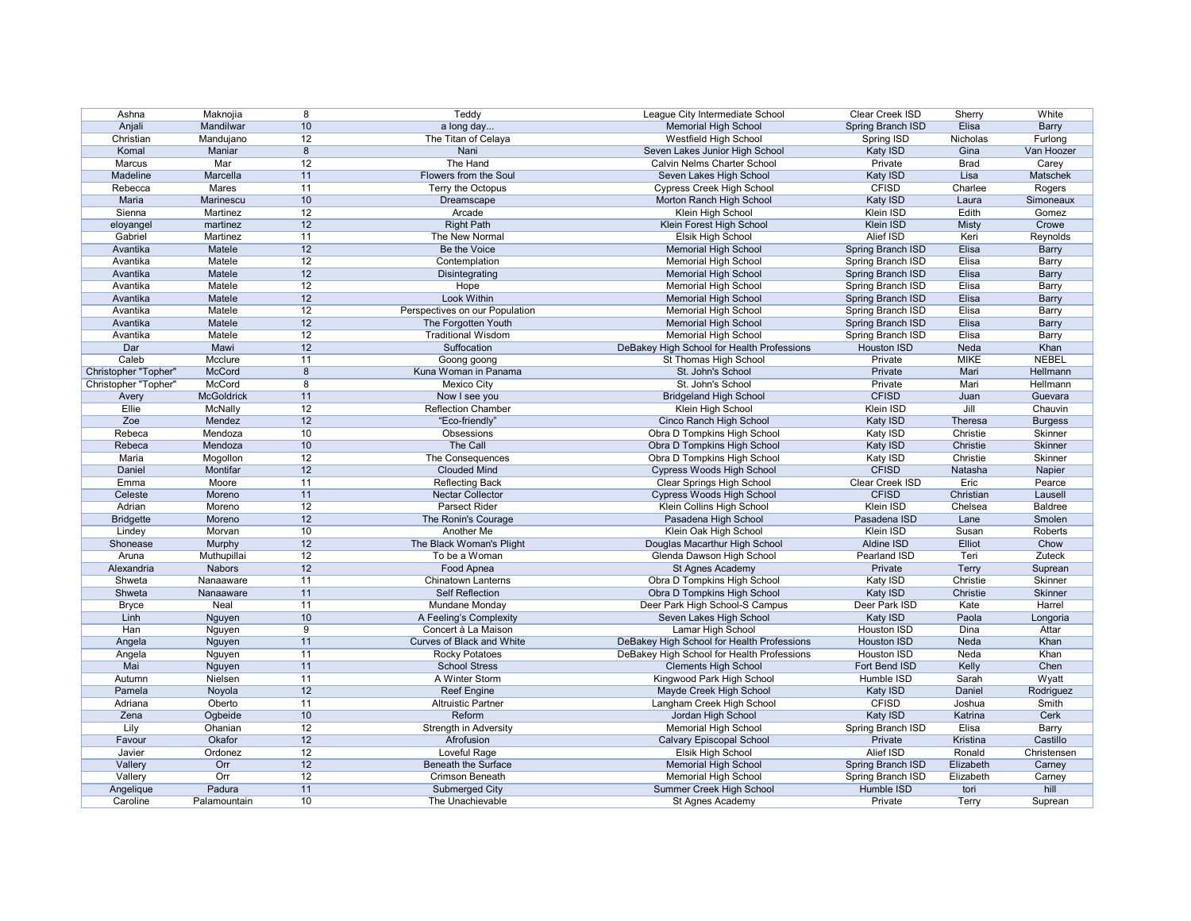| Ashna | Maknojia | 8 | Teddy | League City Intermediate School | Clear Creek ISD | Sherry | White |
|---|---|---|---|---|---|---|---|
| Anjali | Mandilwar | 10 | a long day... | Memorial High School | Spring Branch ISD | Elisa | Barry |
| Christian | Mandujano | 12 | The Titan of Celaya | Westfield High School | Spring ISD | Nicholas | Furlong |
| Komal | Maniar | 8 | Nani | Seven Lakes Junior High School | Katy ISD | Gina | Van Hoozer |
| Marcus | Mar | 12 | The Hand | Calvin Nelms Charter School | Private | Brad | Carey |
| Madeline | Marcella | 11 | Flowers from the Soul | Seven Lakes High School | Katy ISD | Lisa | Matschek |
| Rebecca | Mares | 11 | Terry the Octopus | Cypress Creek High School | CFISD | Charlee | Rogers |
| Maria | Marinescu | 10 | Dreamscape | Morton Ranch High School | Katy ISD | Laura | Simoneaux |
| Sienna | Martinez | 12 | Arcade | Klein High School | Klein ISD | Edith | Gomez |
| eloyangel | martinez | 12 | Right Path | Klein Forest High School | Klein ISD | Misty | Crowe |
| Gabriel | Martinez | 11 | The New Normal | Elsik High School | Alief ISD | Keri | Reynolds |
| Avantika | Matele | 12 | Be the Voice | Memorial High School | Spring Branch ISD | Elisa | Barry |
| Avantika | Matele | 12 | Contemplation | Memorial High School | Spring Branch ISD | Elisa | Barry |
| Avantika | Matele | 12 | Disintegrating | Memorial High School | Spring Branch ISD | Elisa | Barry |
| Avantika | Matele | 12 | Hope | Memorial High School | Spring Branch ISD | Elisa | Barry |
| Avantika | Matele | 12 | Look Within | Memorial High School | Spring Branch ISD | Elisa | Barry |
| Avantika | Matele | 12 | Perspectives on our Population | Memorial High School | Spring Branch ISD | Elisa | Barry |
| Avantika | Matele | 12 | The Forgotten Youth | Memorial High School | Spring Branch ISD | Elisa | Barry |
| Avantika | Matele | 12 | Traditional Wisdom | Memorial High School | Spring Branch ISD | Elisa | Barry |
| Dar | Mawi | 12 | Suffocation | DeBakey High School for Health Professions | Houston ISD | Neda | Khan |
| Caleb | Mcclure | 11 | Goong goong | St Thomas High School | Private | MIKE | NEBEL |
| Christopher "Topher" | McCord | 8 | Kuna Woman in Panama | St. John's School | Private | Mari | Hellmann |
| Christopher "Topher" | McCord | 8 | Mexico City | St. John's School | Private | Mari | Hellmann |
| Avery | McGoldrick | 11 | Now I see you | Bridgeland High School | CFISD | Juan | Guevara |
| Ellie | McNally | 12 | Reflection Chamber | Klein High School | Klein ISD | Jill | Chauvin |
| Zoe | Mendez | 12 | "Eco-friendly" | Cinco Ranch High School | Katy ISD | Theresa | Burgess |
| Rebeca | Mendoza | 10 | Obsessions | Obra D Tompkins High School | Katy ISD | Christie | Skinner |
| Rebeca | Mendoza | 10 | The Call | Obra D Tompkins High School | Katy ISD | Christie | Skinner |
| Maria | Mogollon | 12 | The Consequences | Obra D Tompkins High School | Katy ISD | Christie | Skinner |
| Daniel | Montifar | 12 | Clouded Mind | Cypress Woods High School | CFISD | Natasha | Napier |
| Emma | Moore | 11 | Reflecting Back | Clear Springs High School | Clear Creek ISD | Eric | Pearce |
| Celeste | Moreno | 11 | Nectar Collector | Cypress Woods High School | CFISD | Christian | Lausell |
| Adrian | Moreno | 12 | Parsect Rider | Klein Collins High School | Klein ISD | Chelsea | Baldree |
| Bridgette | Moreno | 12 | The Ronin's Courage | Pasadena High School | Pasadena ISD | Lane | Smolen |
| Lindey | Morvan | 10 | Another Me | Klein Oak High School | Klein ISD | Susan | Roberts |
| Shonease | Murphy | 12 | The Black Woman's Plight | Douglas Macarthur High School | Aldine ISD | Elliot | Chow |
| Aruna | Muthupillai | 12 | To be a Woman | Glenda Dawson High School | Pearland ISD | Teri | Zuteck |
| Alexandria | Nabors | 12 | Food Apnea | St Agnes Academy | Private | Terry | Suprean |
| Shweta | Nanaaware | 11 | Chinatown Lanterns | Obra D Tompkins High School | Katy ISD | Christie | Skinner |
| Shweta | Nanaaware | 11 | Self Reflection | Obra D Tompkins High School | Katy ISD | Christie | Skinner |
| Bryce | Neal | 11 | Mundane Monday | Deer Park High School-S Campus | Deer Park ISD | Kate | Harrel |
| Linh | Nguyen | 10 | A Feeling's Complexity | Seven Lakes High School | Katy ISD | Paola | Longoria |
| Han | Nguyen | 9 | Concert à La Maison | Lamar High School | Houston ISD | Dina | Attar |
| Angela | Nguyen | 11 | Curves of Black and White | DeBakey High School for Health Professions | Houston ISD | Neda | Khan |
| Angela | Nguyen | 11 | Rocky Potatoes | DeBakey High School for Health Professions | Houston ISD | Neda | Khan |
| Mai | Nguyen | 11 | School Stress | Clements High School | Fort Bend ISD | Kelly | Chen |
| Autumn | Nielsen | 11 | A Winter Storm | Kingwood Park High School | Humble ISD | Sarah | Wyatt |
| Pamela | Noyola | 12 | Reef Engine | Mayde Creek High School | Katy ISD | Daniel | Rodriguez |
| Adriana | Oberto | 11 | Altruistic Partner | Langham Creek High School | CFISD | Joshua | Smith |
| Zena | Ogbeide | 10 | Reform | Jordan High School | Katy ISD | Katrina | Cerk |
| Lily | Ohanian | 12 | Strength in Adversity | Memorial High School | Spring Branch ISD | Elisa | Barry |
| Favour | Okafor | 12 | Afrofusion | Calvary Episcopal School | Private | Kristina | Castillo |
| Javier | Ordonez | 12 | Loveful Rage | Elsik High School | Alief ISD | Ronald | Christensen |
| Vallery | Orr | 12 | Beneath the Surface | Memorial High School | Spring Branch ISD | Elizabeth | Carney |
| Vallery | Orr | 12 | Crimson Beneath | Memorial High School | Spring Branch ISD | Elizabeth | Carney |
| Angelique | Padura | 11 | Submerged City | Summer Creek High School | Humble ISD | tori | hill |
| Caroline | Palamountain | 10 | The Unachievable | St Agnes Academy | Private | Terry | Suprean |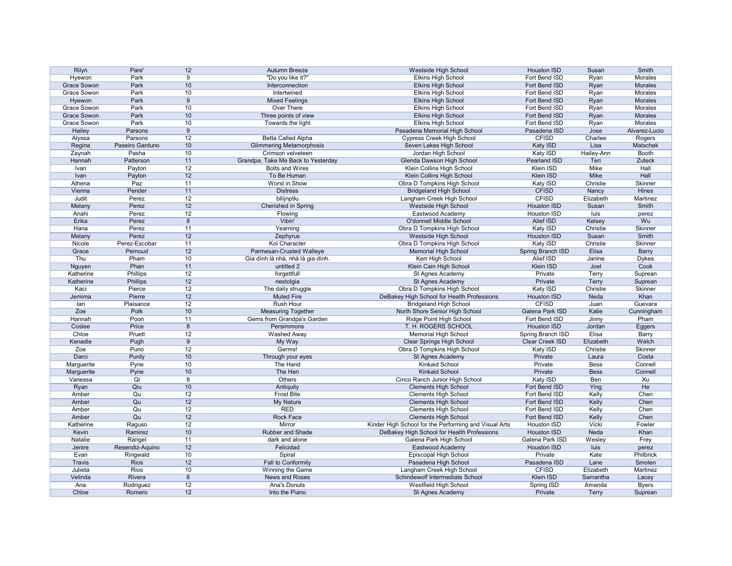| Rilyn | Pare' | 12 | Autumn Breeze | Westside High School | Houston ISD | Susan | Smith |
|---|---|---|---|---|---|---|---|
| Hyewon | Park | 9 | "Do you like it?" | Elkins High School | Fort Bend ISD | Ryan | Morales |
| Grace Sowon | Park | 10 | Interconnection | Elkins High School | Fort Bend ISD | Ryan | Morales |
| Grace Sowon | Park | 10 | Intertwined | Elkins High School | Fort Bend ISD | Ryan | Morales |
| Hyewon | Park | 9 | Mixed Feelings | Elkins High School | Fort Bend ISD | Ryan | Morales |
| Grace Sowon | Park | 10 | Over There | Elkins High School | Fort Bend ISD | Ryan | Morales |
| Grace Sowon | Park | 10 | Three points of view | Elkins High School | Fort Bend ISD | Ryan | Morales |
| Grace Sowon | Park | 10 | Towards the light | Elkins High School | Fort Bend ISD | Ryan | Morales |
| Hailey | Parsons | 9 | | Pasadena Memorial High School | Pasadena ISD | Jose | Alvarez-Lucio |
| Alyssa | Parsons | 12 | Betta Called Alpha | Cypress Creek High School | CFISD | Charlee | Rogers |
| Regina | Paseiro Garduno | 10 | Glimmering Metamorphosis | Seven Lakes High School | Katy ISD | Lisa | Matschek |
| Zaynah | Pasha | 10 | Crimson velveteen | Jordan High School | Katy ISD | Hailey-Ann | Booth |
| Hannah | Patterson | 11 | Grandpa, Take Me Back to Yesterday | Glenda Dawson High School | Pearland ISD | Teri | Zuteck |
| Ivan | Payton | 12 | Bolts and Wires | Klein Collins High School | Klein ISD | Mike | Hall |
| Ivan | Payton | 12 | To Be Human | Klein Collins High School | Klein ISD | Mike | Hall |
| Athena | Paz | 11 | Worst in Show | Obra D Tompkins High School | Katy ISD | Christie | Skinner |
| Vienna | Pender | 11 | Distress | Bridgeland High School | CFISD | Nancy | Hines |
| Judit | Perez | 12 | bllijnp9u | Langham Creek High School | CFISD | Elizabeth | Martinez |
| Melany | Perez | 12 | Cherished in Spring | Westside High School | Houston ISD | Susan | Smith |
| Anahi | Perez | 12 | Flowing | Eastwood Academy | Houston ISD | luis | perez |
| Erika | Perez | 8 | Vibin' | O'donnell Middle School | Alief ISD | Kelsey | Wu |
| Hana | Perez | 11 | Yearning | Obra D Tompkins High School | Katy ISD | Christie | Skinner |
| Melany | Perez | 12 | Zephyrus | Westside High School | Houston ISD | Susan | Smith |
| Nicole | Perez-Escobar | 11 | Koi Character | Obra D Tompkins High School | Katy ISD | Christie | Skinner |
| Grace | Pernoud | 12 | Parmesan-Crusted Walleye | Memorial High School | Spring Branch ISD | Elisa | Barry |
| Thu | Pham | 10 | Gia đình là nhà, nhà là gia đình. | Kerr High School | Alief ISD | Janine | Dykes |
| Nguyen | Phan | 11 | untitled 2 | Klein Cain High School | Klein ISD | Joel | Cook |
| Katherine | Phillips | 12 | forgettfull | St Agnes Academy | Private | Terry | Suprean |
| Katherine | Phillips | 12 | nestolgia | St Agnes Academy | Private | Terry | Suprean |
| Kaci | Pierce | 12 | The daily struggle | Obra D Tompkins High School | Katy ISD | Christie | Skinner |
| Jemima | Pierre | 12 | Muted Fire | DeBakey High School for Health Professions | Houston ISD | Neda | Khan |
| Ian | Plaisance | 12 | Rush Hour | Bridgeland High School | CFISD | Juan | Guevara |
| Zoe | Polk | 10 | Measuring Together | North Shore Senior High School | Galena Park ISD | Katie | Cunningham |
| Hannah | Poon | 11 | Gems from Grandpa's Garden | Ridge Point High School | Fort Bend ISD | Jinny | Pham |
| Coslee | Price | 8 | Persimmons | T. H. ROGERS SCHOOL | Houston ISD | Jordan | Eggers |
| Chloe | Pruett | 12 | Washed Away | Memorial High School | Spring Branch ISD | Elisa | Barry |
| Kenadie | Pugh | 9 | My Way | Clear Springs High School | Clear Creek ISD | Elizabeth | Welch |
| Zoe | Puno | 12 | Germs! | Obra D Tompkins High School | Katy ISD | Christie | Skinner |
| Darci | Purdy | 10 | Through your eyes | St Agnes Academy | Private | Laura | Costa |
| Marguerite | Pyne | 10 | The Hand | Kinkaid School | Private | Bess | Connell |
| Marguerite | Pyne | 10 | The Hen | Kinkaid School | Private | Bess | Connell |
| Vanessa | Qi | 8 | Others | Cinco Ranch Junior High School | Katy ISD | Ben | Xu |
| Ryan | Qiu | 10 | Antiquity | Clements High School | Fort Bend ISD | Ying | He |
| Amber | Qu | 12 | Frost Bite | Clements High School | Fort Bend ISD | Kelly | Chen |
| Amber | Qu | 12 | My Nature | Clements High School | Fort Bend ISD | Kelly | Chen |
| Amber | Qu | 12 | RED | Clements High School | Fort Bend ISD | Kelly | Chen |
| Amber | Qu | 12 | Rock Face | Clements High School | Fort Bend ISD | Kelly | Chen |
| Katherine | Raguso | 12 | Mirror | Kinder High School for the Performing and Visual Arts | Houston ISD | Vicki | Fowler |
| Kevin | Ramirez | 10 | Rubber and Shade | DeBakey High School for Health Professions | Houston ISD | Neda | Khan |
| Natalie | Rangel | 11 | dark and alone | Galena Park High School | Galena Park ISD | Wesley | Frey |
| Jenire | Resendiz-Aquino | 12 | Felicidad | Eastwood Academy | Houston ISD | luis | perez |
| Evan | Ringwald | 10 | Spiral | Episcopal High School | Private | Kate | Philbrick |
| Travis | Rios | 12 | Fall to Conformity | Pasadena High School | Pasadena ISD | Lane | Smolen |
| Julieta | Rios | 10 | Winning the Game | Langham Creek High School | CFISD | Elizabeth | Martinez |
| Velinda | Rivera | 8 | News and Roses | Schindewolf Intermediate School | Klein ISD | Samantha | Lacey |
| Ana | Rodriguez | 12 | Ana's Donuts | Westfield High School | Spring ISD | Amanda | Byers |
| Chloe | Romero | 12 | Into the Piano | St Agnes Academy | Private | Terry | Suprean |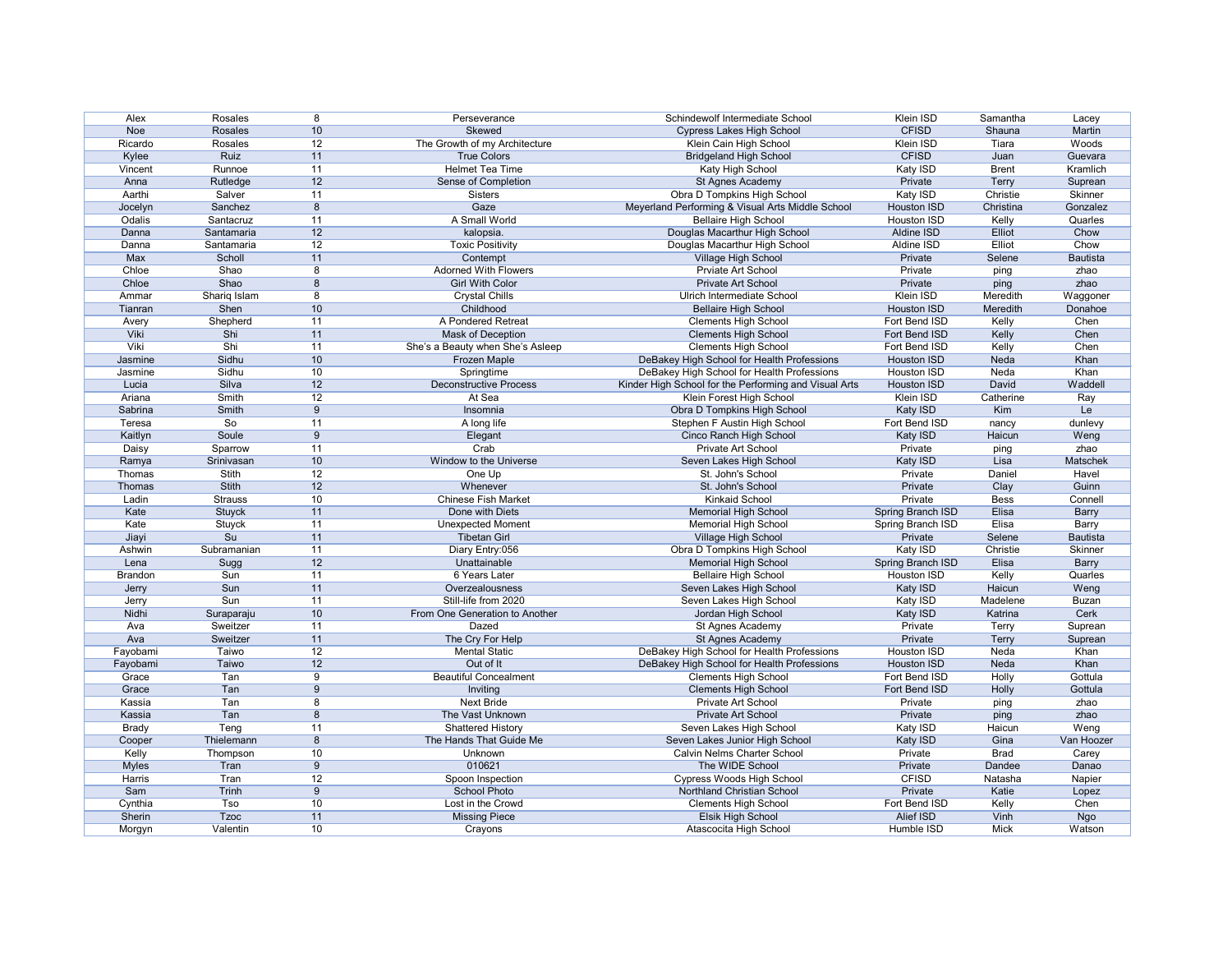| | | | | | | | |
|---|---|---|---|---|---|---|---|
| Alex | Rosales | 8 | Perseverance | Schindewolf Intermediate School | Klein ISD | Samantha | Lacey |
| Noe | Rosales | 10 | Skewed | Cypress Lakes High School | CFISD | Shauna | Martin |
| Ricardo | Rosales | 12 | The Growth of my Architecture | Klein Cain High School | Klein ISD | Tiara | Woods |
| Kylee | Ruiz | 11 | True Colors | Bridgeland High School | CFISD | Juan | Guevara |
| Vincent | Runnoe | 11 | Helmet Tea Time | Katy High School | Katy ISD | Brent | Kramlich |
| Anna | Rutledge | 12 | Sense of Completion | St Agnes Academy | Private | Terry | Suprean |
| Aarthi | Salver | 11 | Sisters | Obra D Tompkins High School | Katy ISD | Christie | Skinner |
| Jocelyn | Sanchez | 8 | Gaze | Meyerland Performing & Visual Arts Middle School | Houston ISD | Christina | Gonzalez |
| Odalis | Santacruz | 11 | A Small World | Bellaire High School | Houston ISD | Kelly | Quarles |
| Danna | Santamaria | 12 | kalopsia. | Douglas Macarthur High School | Aldine ISD | Elliot | Chow |
| Danna | Santamaria | 12 | Toxic Positivity | Douglas Macarthur High School | Aldine ISD | Elliot | Chow |
| Max | Scholl | 11 | Contempt | Village High School | Private | Selene | Bautista |
| Chloe | Shao | 8 | Adorned With Flowers | Prviate Art School | Private | ping | zhao |
| Chloe | Shao | 8 | Girl With Color | Private Art School | Private | ping | zhao |
| Ammar | Shariq Islam | 8 | Crystal Chills | Ulrich Intermediate School | Klein ISD | Meredith | Waggoner |
| Tianran | Shen | 10 | Childhood | Bellaire High School | Houston ISD | Meredith | Donahoe |
| Avery | Shepherd | 11 | A Pondered Retreat | Clements High School | Fort Bend ISD | Kelly | Chen |
| Viki | Shi | 11 | Mask of Deception | Clements High School | Fort Bend ISD | Kelly | Chen |
| Viki | Shi | 11 | She's a Beauty when She's Asleep | Clements High School | Fort Bend ISD | Kelly | Chen |
| Jasmine | Sidhu | 10 | Frozen Maple | DeBakey High School for Health Professions | Houston ISD | Neda | Khan |
| Jasmine | Sidhu | 10 | Springtime | DeBakey High School for Health Professions | Houston ISD | Neda | Khan |
| Lucia | Silva | 12 | Deconstructive Process | Kinder High School for the Performing and Visual Arts | Houston ISD | David | Waddell |
| Ariana | Smith | 12 | At Sea | Klein Forest High School | Klein ISD | Catherine | Ray |
| Sabrina | Smith | 9 | Insomnia | Obra D Tompkins High School | Katy ISD | Kim | Le |
| Teresa | So | 11 | A long life | Stephen F Austin High School | Fort Bend ISD | nancy | dunlevy |
| Kaitlyn | Soule | 9 | Elegant | Cinco Ranch High School | Katy ISD | Haicun | Weng |
| Daisy | Sparrow | 11 | Crab | Private Art School | Private | ping | zhao |
| Ramya | Srinivasan | 10 | Window to the Universe | Seven Lakes High School | Katy ISD | Lisa | Matschek |
| Thomas | Stith | 12 | One Up | St. John's School | Private | Daniel | Havel |
| Thomas | Stith | 12 | Whenever | St. John's School | Private | Clay | Guinn |
| Ladin | Strauss | 10 | Chinese Fish Market | Kinkaid School | Private | Bess | Connell |
| Kate | Stuyck | 11 | Done with Diets | Memorial High School | Spring Branch ISD | Elisa | Barry |
| Kate | Stuyck | 11 | Unexpected Moment | Memorial High School | Spring Branch ISD | Elisa | Barry |
| Jiayi | Su | 11 | Tibetan Girl | Village High School | Private | Selene | Bautista |
| Ashwin | Subramanian | 11 | Diary Entry:056 | Obra D Tompkins High School | Katy ISD | Christie | Skinner |
| Lena | Sugg | 12 | Unattainable | Memorial High School | Spring Branch ISD | Elisa | Barry |
| Brandon | Sun | 11 | 6 Years Later | Bellaire High School | Houston ISD | Kelly | Quarles |
| Jerry | Sun | 11 | Overzealousness | Seven Lakes High School | Katy ISD | Haicun | Weng |
| Jerry | Sun | 11 | Still-life from 2020 | Seven Lakes High School | Katy ISD | Madelene | Buzan |
| Nidhi | Suraparaju | 10 | From One Generation to Another | Jordan High School | Katy ISD | Katrina | Cerk |
| Ava | Sweitzer | 11 | Dazed | St Agnes Academy | Private | Terry | Suprean |
| Ava | Sweitzer | 11 | The Cry For Help | St Agnes Academy | Private | Terry | Suprean |
| Fayobami | Taiwo | 12 | Mental Static | DeBakey High School for Health Professions | Houston ISD | Neda | Khan |
| Fayobami | Taiwo | 12 | Out of It | DeBakey High School for Health Professions | Houston ISD | Neda | Khan |
| Grace | Tan | 9 | Beautiful Concealment | Clements High School | Fort Bend ISD | Holly | Gottula |
| Grace | Tan | 9 | Inviting | Clements High School | Fort Bend ISD | Holly | Gottula |
| Kassia | Tan | 8 | Next Bride | Private Art School | Private | ping | zhao |
| Kassia | Tan | 8 | The Vast Unknown | Private Art School | Private | ping | zhao |
| Brady | Teng | 11 | Shattered History | Seven Lakes High School | Katy ISD | Haicun | Weng |
| Cooper | Thielemann | 8 | The Hands That Guide Me | Seven Lakes Junior High School | Katy ISD | Gina | Van Hoozer |
| Kelly | Thompson | 10 | Unknown | Calvin Nelms Charter School | Private | Brad | Carey |
| Myles | Tran | 9 | 010621 | The WIDE School | Private | Dandee | Danao |
| Harris | Tran | 12 | Spoon Inspection | Cypress Woods High School | CFISD | Natasha | Napier |
| Sam | Trinh | 9 | School Photo | Northland Christian School | Private | Katie | Lopez |
| Cynthia | Tso | 10 | Lost in the Crowd | Clements High School | Fort Bend ISD | Kelly | Chen |
| Sherin | Tzoc | 11 | Missing Piece | Elsik High School | Alief ISD | Vinh | Ngo |
| Morgyn | Valentin | 10 | Crayons | Atascocita High School | Humble ISD | Mick | Watson |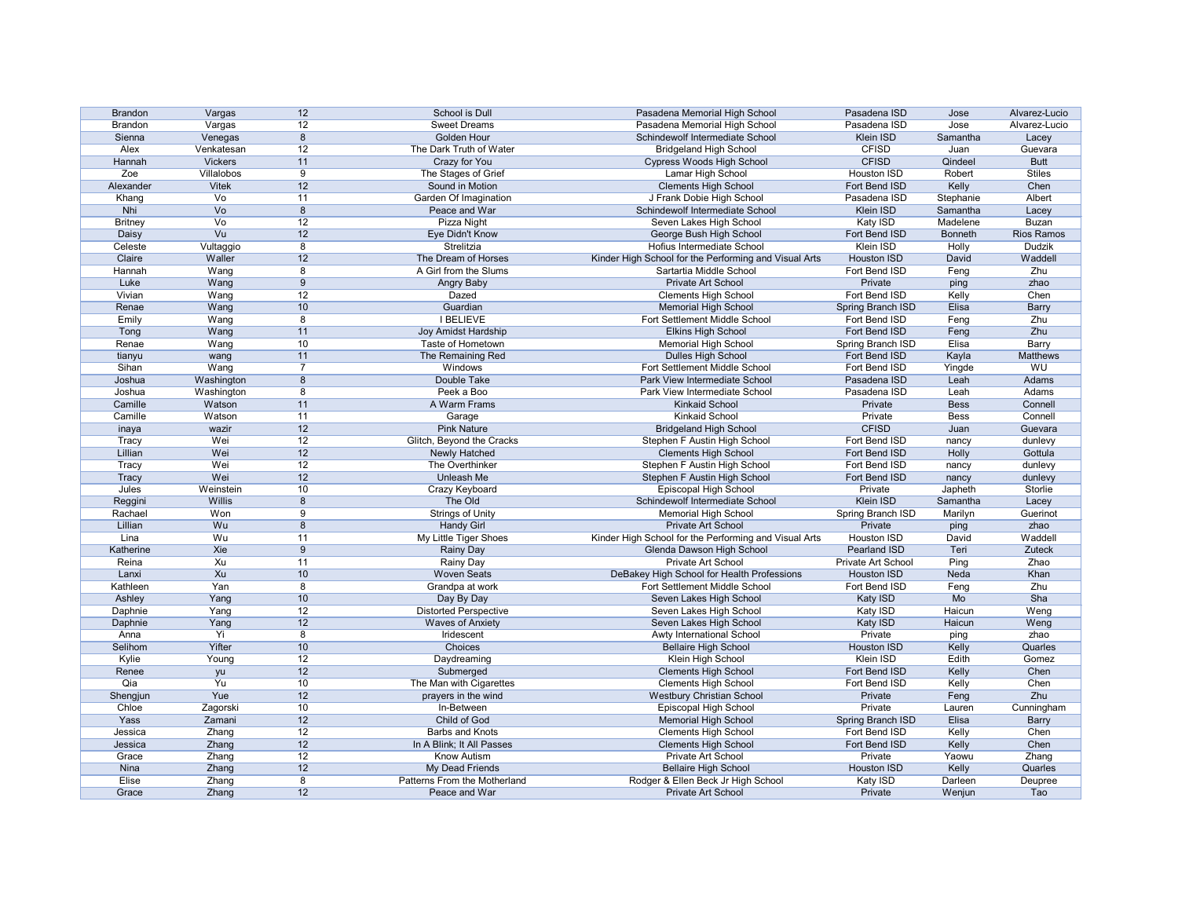| | | | | | | | |
|---|---|---|---|---|---|---|---|
| Brandon | Vargas | 12 | School is Dull | Pasadena Memorial High School | Pasadena ISD | Jose | Alvarez-Lucio |
| Brandon | Vargas | 12 | Sweet Dreams | Pasadena Memorial High School | Pasadena ISD | Jose | Alvarez-Lucio |
| Sienna | Venegas | 8 | Golden Hour | Schindewolf Intermediate School | Klein ISD | Samantha | Lacey |
| Alex | Venkatesan | 12 | The Dark Truth of Water | Bridgeland High School | CFISD | Juan | Guevara |
| Hannah | Vickers | 11 | Crazy for You | Cypress Woods High School | CFISD | Qindeel | Butt |
| Zoe | Villalobos | 9 | The Stages of Grief | Lamar High School | Houston ISD | Robert | Stiles |
| Alexander | Vitek | 12 | Sound in Motion | Clements High School | Fort Bend ISD | Kelly | Chen |
| Khang | Vo | 11 | Garden Of Imagination | J Frank Dobie High School | Pasadena ISD | Stephanie | Albert |
| Nhi | Vo | 8 | Peace and War | Schindewolf Intermediate School | Klein ISD | Samantha | Lacey |
| Britney | Vo | 12 | Pizza Night | Seven Lakes High School | Katy ISD | Madelene | Buzan |
| Daisy | Vu | 12 | Eye Didn't Know | George Bush High School | Fort Bend ISD | Bonneth | Rios Ramos |
| Celeste | Vultaggio | 8 | Strelitzia | Hofius Intermediate School | Klein ISD | Holly | Dudzik |
| Claire | Waller | 12 | The Dream of Horses | Kinder High School for the Performing and Visual Arts | Houston ISD | David | Waddell |
| Hannah | Wang | 8 | A Girl from the Slums | Sartartia Middle School | Fort Bend ISD | Feng | Zhu |
| Luke | Wang | 9 | Angry Baby | Private Art School | Private | ping | zhao |
| Vivian | Wang | 12 | Dazed | Clements High School | Fort Bend ISD | Kelly | Chen |
| Renae | Wang | 10 | Guardian | Memorial High School | Spring Branch ISD | Elisa | Barry |
| Emily | Wang | 8 | I BELIEVE | Fort Settlement Middle School | Fort Bend ISD | Feng | Zhu |
| Tong | Wang | 11 | Joy Amidst Hardship | Elkins High School | Fort Bend ISD | Feng | Zhu |
| Renae | Wang | 10 | Taste of Hometown | Memorial High School | Spring Branch ISD | Elisa | Barry |
| tianyu | wang | 11 | The Remaining Red | Dulles High School | Fort Bend ISD | Kayla | Matthews |
| Sihan | Wang | 7 | Windows | Fort Settlement Middle School | Fort Bend ISD | Yingde | WU |
| Joshua | Washington | 8 | Double Take | Park View Intermediate School | Pasadena ISD | Leah | Adams |
| Joshua | Washington | 8 | Peek a Boo | Park View Intermediate School | Pasadena ISD | Leah | Adams |
| Camille | Watson | 11 | A Warm Frams | Kinkaid School | Private | Bess | Connell |
| Camille | Watson | 11 | Garage | Kinkaid School | Private | Bess | Connell |
| inaya | wazir | 12 | Pink Nature | Bridgeland High School | CFISD | Juan | Guevara |
| Tracy | Wei | 12 | Glitch, Beyond the Cracks | Stephen F Austin High School | Fort Bend ISD | nancy | dunlevy |
| Lillian | Wei | 12 | Newly Hatched | Clements High School | Fort Bend ISD | Holly | Gottula |
| Tracy | Wei | 12 | The Overthinker | Stephen F Austin High School | Fort Bend ISD | nancy | dunlevy |
| Tracy | Wei | 12 | Unleash Me | Stephen F Austin High School | Fort Bend ISD | nancy | dunlevy |
| Jules | Weinstein | 10 | Crazy Keyboard | Episcopal High School | Private | Japheth | Storlie |
| Reggini | Willis | 8 | The Old | Schindewolf Intermediate School | Klein ISD | Samantha | Lacey |
| Rachael | Won | 9 | Strings of Unity | Memorial High School | Spring Branch ISD | Marilyn | Guerinot |
| Lillian | Wu | 8 | Handy Girl | Private Art School | Private | ping | zhao |
| Lina | Wu | 11 | My Little Tiger Shoes | Kinder High School for the Performing and Visual Arts | Houston ISD | David | Waddell |
| Katherine | Xie | 9 | Rainy Day | Glenda Dawson High School | Pearland ISD | Teri | Zuteck |
| Reina | Xu | 11 | Rainy Day | Private Art School | Private Art School | Ping | Zhao |
| Lanxi | Xu | 10 | Woven Seats | DeBakey High School for Health Professions | Houston ISD | Neda | Khan |
| Kathleen | Yan | 8 | Grandpa at work | Fort Settlement Middle School | Fort Bend ISD | Feng | Zhu |
| Ashley | Yang | 10 | Day By Day | Seven Lakes High School | Katy ISD | Mo | Sha |
| Daphnie | Yang | 12 | Distorted Perspective | Seven Lakes High School | Katy ISD | Haicun | Weng |
| Daphnie | Yang | 12 | Waves of Anxiety | Seven Lakes High School | Katy ISD | Haicun | Weng |
| Anna | Yi | 8 | Iridescent | Awty International School | Private | ping | zhao |
| Selihom | Yifter | 10 | Choices | Bellaire High School | Houston ISD | Kelly | Quarles |
| Kylie | Young | 12 | Daydreaming | Klein High School | Klein ISD | Edith | Gomez |
| Renee | yu | 12 | Submerged | Clements High School | Fort Bend ISD | Kelly | Chen |
| Qia | Yu | 10 | The Man with Cigarettes | Clements High School | Fort Bend ISD | Kelly | Chen |
| Shengjun | Yue | 12 | prayers in the wind | Westbury Christian School | Private | Feng | Zhu |
| Chloe | Zagorski | 10 | In-Between | Episcopal High School | Private | Lauren | Cunningham |
| Yass | Zamani | 12 | Child of God | Memorial High School | Spring Branch ISD | Elisa | Barry |
| Jessica | Zhang | 12 | Barbs and Knots | Clements High School | Fort Bend ISD | Kelly | Chen |
| Jessica | Zhang | 12 | In A Blink; It All Passes | Clements High School | Fort Bend ISD | Kelly | Chen |
| Grace | Zhang | 12 | Know Autism | Private Art School | Private | Yaowu | Zhang |
| Nina | Zhang | 12 | My Dead Friends | Bellaire High School | Houston ISD | Kelly | Quarles |
| Elise | Zhang | 8 | Patterns From the Motherland | Rodger & Ellen Beck Jr High School | Katy ISD | Darleen | Deupree |
| Grace | Zhang | 12 | Peace and War | Private Art School | Private | Wenjun | Tao |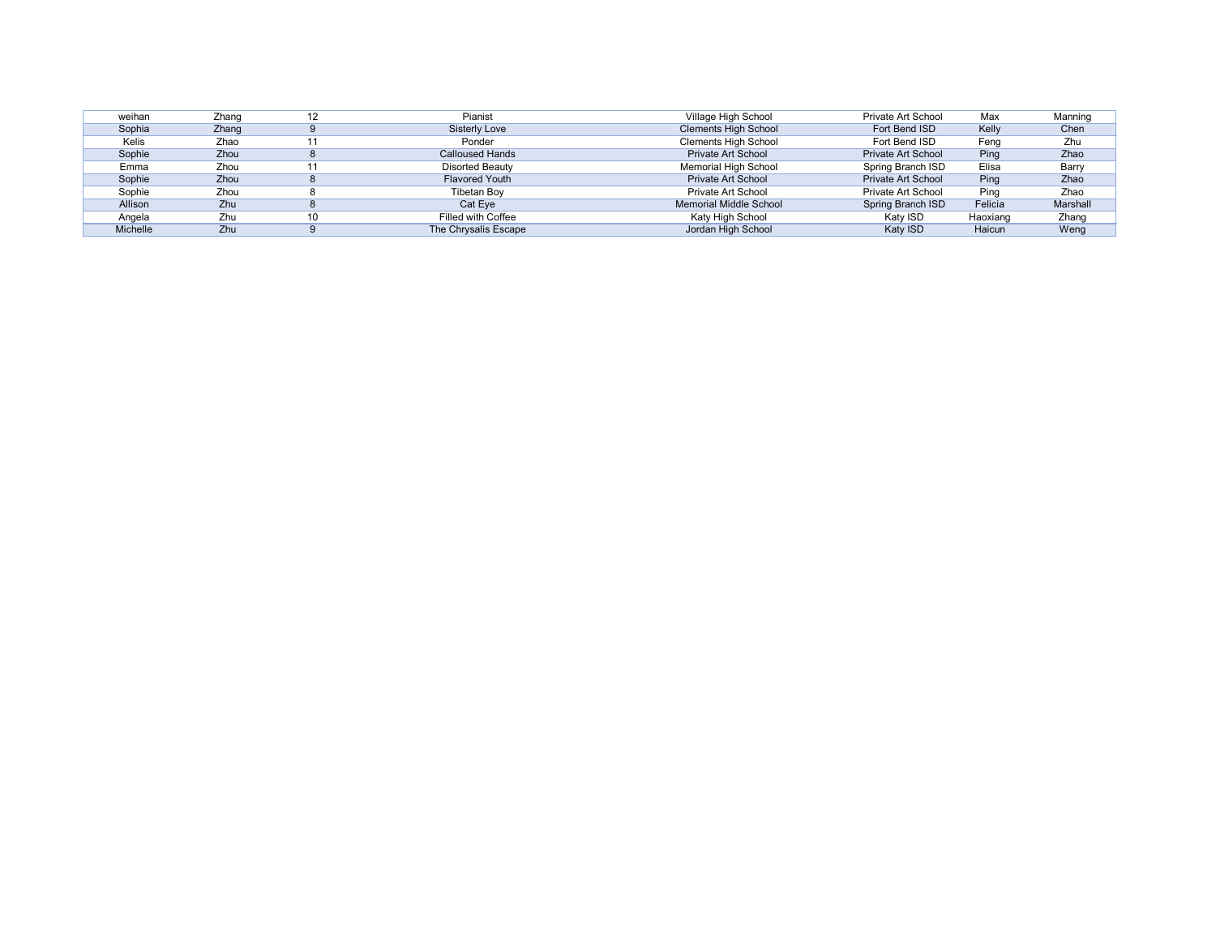| | | | | | | | |
|---|---|---|---|---|---|---|---|
| weihan | Zhang | 12 | Pianist | Village High School | Private Art School | Max | Manning |
| Sophia | Zhang | 9 | Sisterly Love | Clements High School | Fort Bend ISD | Kelly | Chen |
| Kelis | Zhao | 11 | Ponder | Clements High School | Fort Bend ISD | Feng | Zhu |
| Sophie | Zhou | 8 | Calloused Hands | Private Art School | Private Art School | Ping | Zhao |
| Emma | Zhou | 11 | Disorted Beauty | Memorial High School | Spring Branch ISD | Elisa | Barry |
| Sophie | Zhou | 8 | Flavored Youth | Private Art School | Private Art School | Ping | Zhao |
| Sophie | Zhou | 8 | Tibetan Boy | Private Art School | Private Art School | Ping | Zhao |
| Allison | Zhu | 8 | Cat Eye | Memorial Middle School | Spring Branch ISD | Felicia | Marshall |
| Angela | Zhu | 10 | Filled with Coffee | Katy High School | Katy ISD | Haoxiang | Zhang |
| Michelle | Zhu | 9 | The Chrysalis Escape | Jordan High School | Katy ISD | Haicun | Weng |